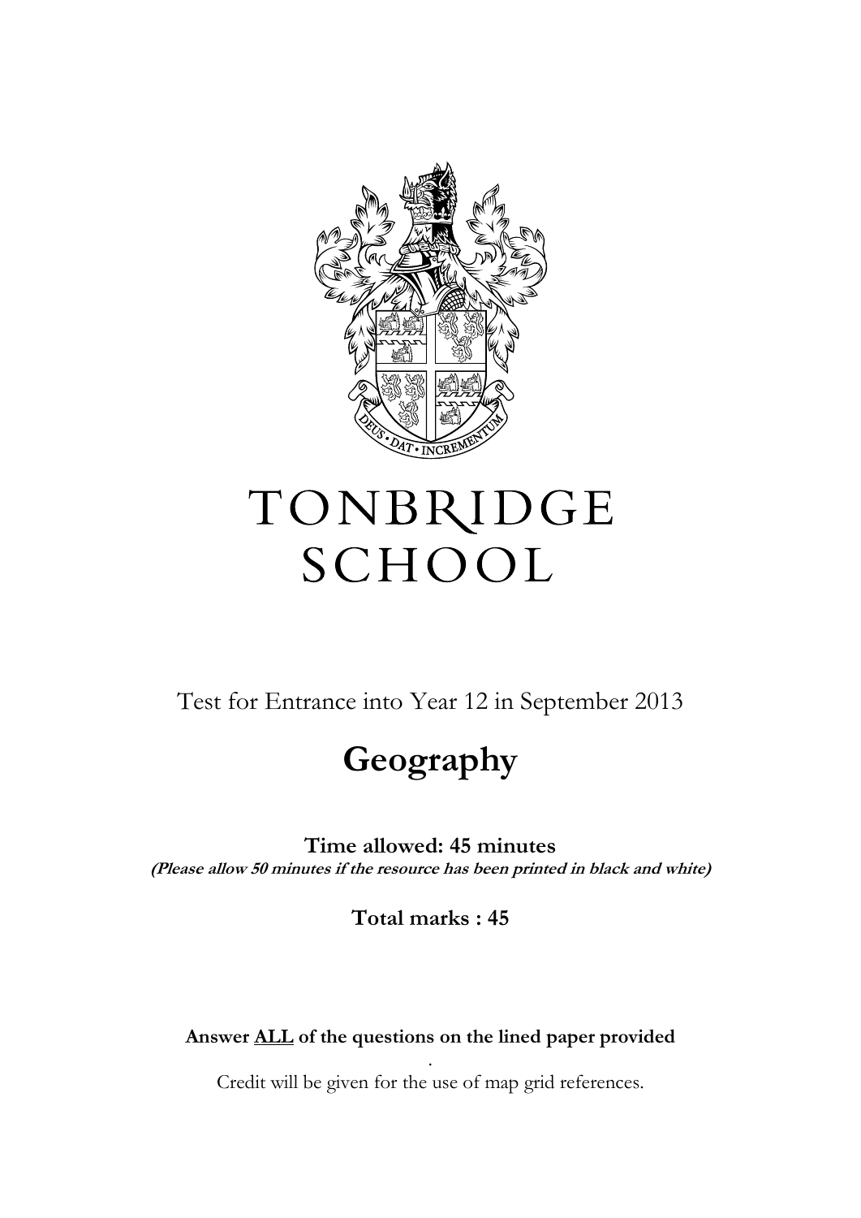# TONBRIDGE SCHOOL

Test for Entrance into Year 12 in September 2013

## Geography

**Time allowed: 45 minutes**
***(Please allow 50 minutes if the resource has been printed in black and white)***

**Total marks : 45**

**Answer <u>ALL</u> of the questions on the lined paper provided**

Credit will be given for the use of map grid references.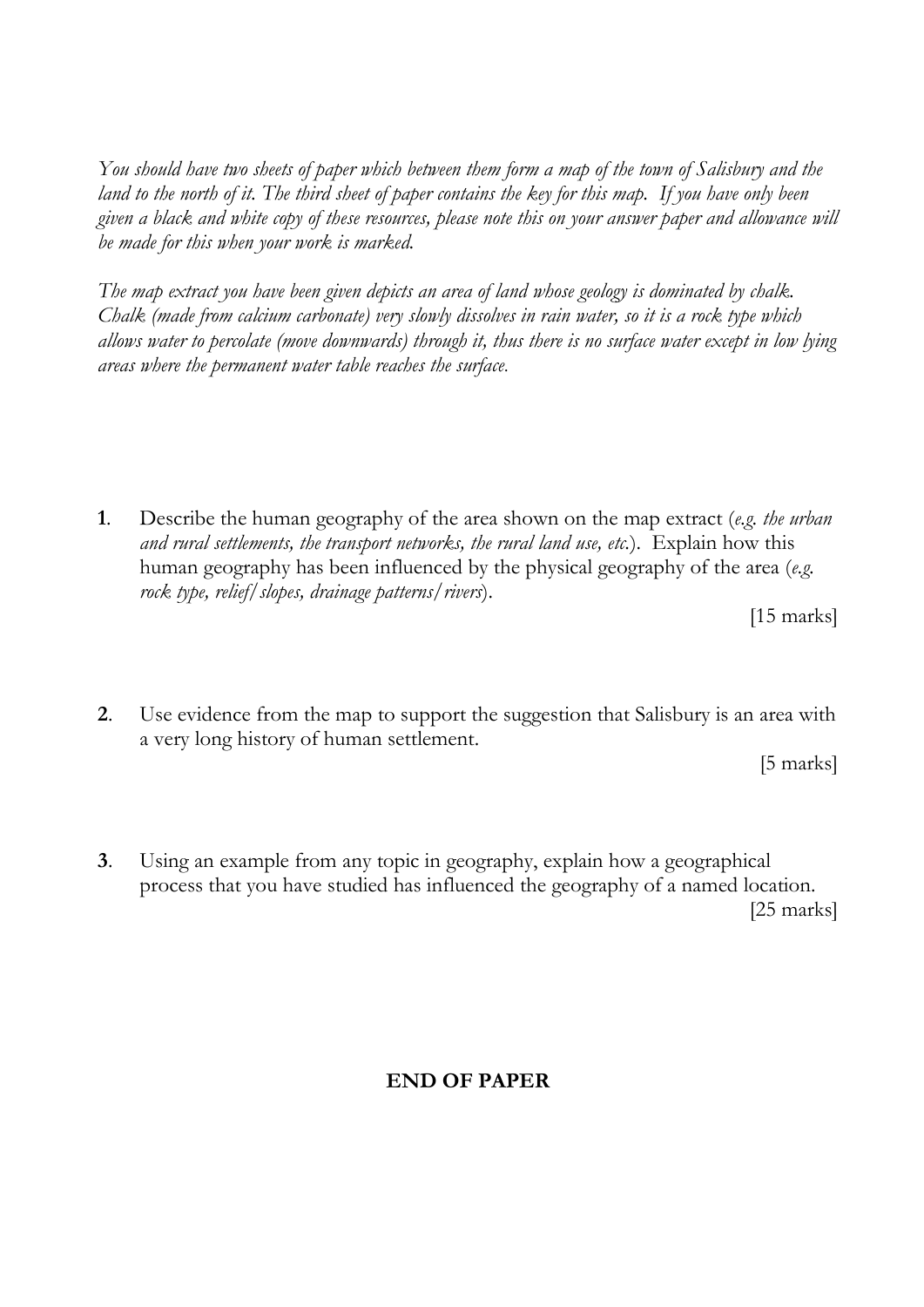*You should have two sheets of paper which between them form a map of the town of Salisbury and the land to the north of it. The third sheet of paper contains the key for this map. If you have only been given a black and white copy of these resources, please note this on your answer paper and allowance will be made for this when your work is marked.*

*The map extract you have been given depicts an area of land whose geology is dominated by chalk. Chalk (made from calcium carbonate) very slowly dissolves in rain water, so it is a rock type which allows water to percolate (move downwards) through it, thus there is no surface water except in low lying areas where the permanent water table reaches the surface.*

**1**. Describe the human geography of the area shown on the map extract (*e.g. the urban and rural settlements, the transport networks, the rural land use, etc.*). Explain how this human geography has been influenced by the physical geography of the area (*e.g. rock type, relief/slopes, drainage patterns/rivers*).

[15 marks]

**2**. Use evidence from the map to support the suggestion that Salisbury is an area with a very long history of human settlement.

[5 marks]

**3**. Using an example from any topic in geography, explain how a geographical process that you have studied has influenced the geography of a named location.

[25 marks]

**END OF PAPER**